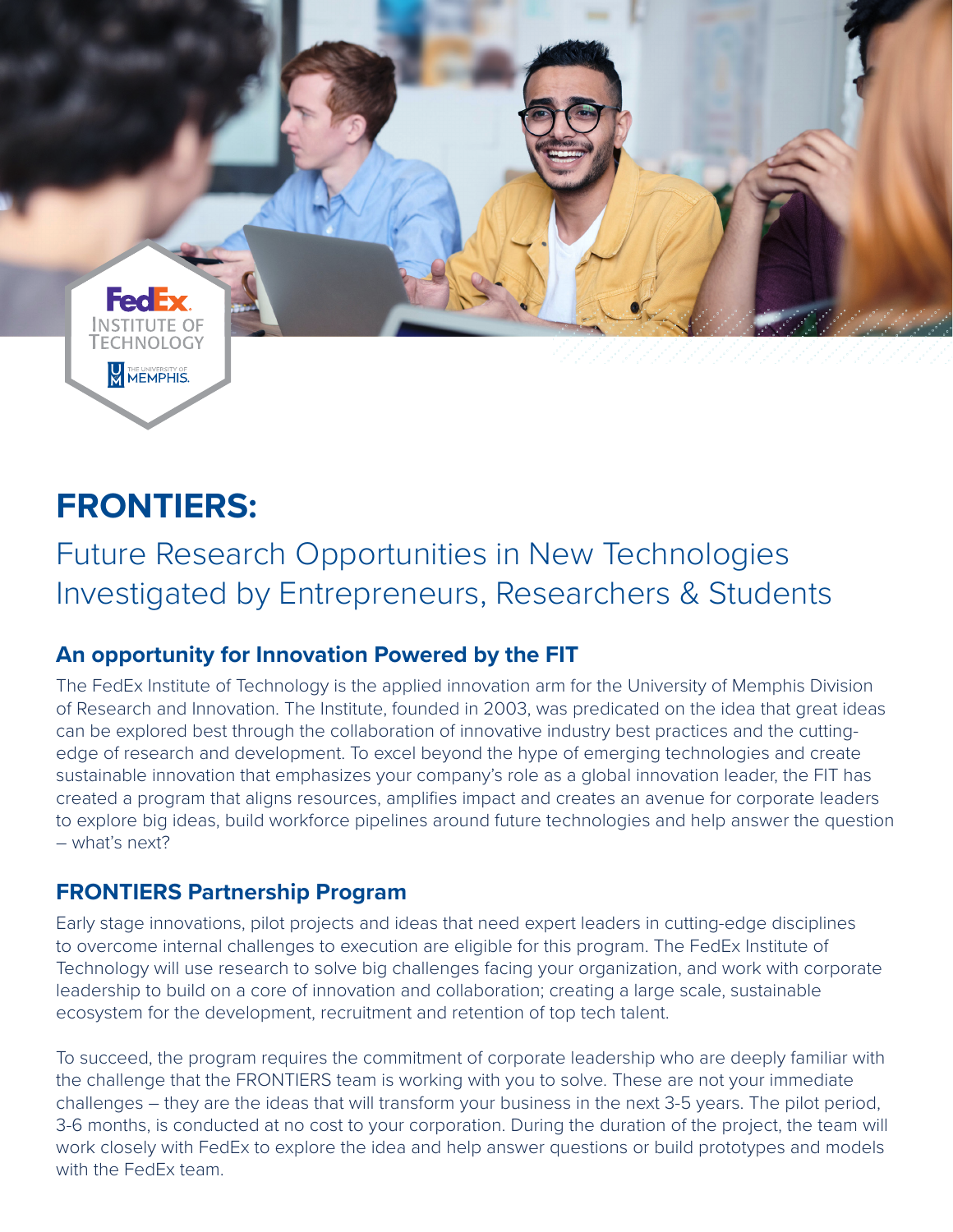# FRONTIERS:

## Future Research Opportunities in New Technologies Investigated by Entrepreneurs, Researchers & Students

### An opportunity for Innovation Powered by the FIT

The FedEx Institute of Technology is the applied innovation arm for the University of Memphis Division of Research and Innovation. The Institute, founded in 2003, was predicated on the idea that great ideas can be explored best through the collaboration of innovative industry best practices and the cutting-edge of research and development. To excel beyond the hype of emerging technologies and create sustainable innovation that emphasizes your company's role as a global innovation leader, the FIT has created a program that aligns resources, amplifies impact and creates an avenue for corporate leaders to explore big ideas, build workforce pipelines around future technologies and help answer the question – what's next?

### FRONTIERS Partnership Program

Early stage innovations, pilot projects and ideas that need expert leaders in cutting-edge disciplines to overcome internal challenges to execution are eligible for this program. The FedEx Institute of Technology will use research to solve big challenges facing your organization, and work with corporate leadership to build on a core of innovation and collaboration; creating a large scale, sustainable ecosystem for the development, recruitment and retention of top tech talent.

To succeed, the program requires the commitment of corporate leadership who are deeply familiar with the challenge that the FRONTIERS team is working with you to solve. These are not your immediate challenges – they are the ideas that will transform your business in the next 3-5 years. The pilot period, 3-6 months, is conducted at no cost to your corporation. During the duration of the project, the team will work closely with FedEx to explore the idea and help answer questions or build prototypes and models with the FedEx team.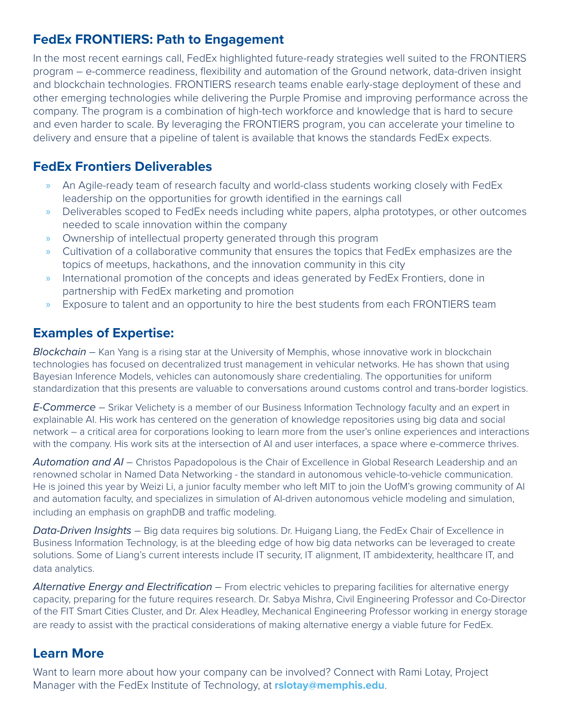## FedEx FRONTIERS: Path to Engagement

In the most recent earnings call, FedEx highlighted future-ready strategies well suited to the FRONTIERS program – e-commerce readiness, flexibility and automation of the Ground network, data-driven insight and blockchain technologies. FRONTIERS research teams enable early-stage deployment of these and other emerging technologies while delivering the Purple Promise and improving performance across the company. The program is a combination of high-tech workforce and knowledge that is hard to secure and even harder to scale. By leveraging the FRONTIERS program, you can accelerate your timeline to delivery and ensure that a pipeline of talent is available that knows the standards FedEx expects.

## FedEx Frontiers Deliverables

- An Agile-ready team of research faculty and world-class students working closely with FedEx leadership on the opportunities for growth identified in the earnings call
- Deliverables scoped to FedEx needs including white papers, alpha prototypes, or other outcomes needed to scale innovation within the company
- Ownership of intellectual property generated through this program
- Cultivation of a collaborative community that ensures the topics that FedEx emphasizes are the topics of meetups, hackathons, and the innovation community in this city
- International promotion of the concepts and ideas generated by FedEx Frontiers, done in partnership with FedEx marketing and promotion
- Exposure to talent and an opportunity to hire the best students from each FRONTIERS team

## Examples of Expertise:

*Blockchain* – Kan Yang is a rising star at the University of Memphis, whose innovative work in blockchain technologies has focused on decentralized trust management in vehicular networks. He has shown that using Bayesian Inference Models, vehicles can autonomously share credentialing. The opportunities for uniform standardization that this presents are valuable to conversations around customs control and trans-border logistics.

*E-Commerce* – Srikar Velichety is a member of our Business Information Technology faculty and an expert in explainable AI. His work has centered on the generation of knowledge repositories using big data and social network – a critical area for corporations looking to learn more from the user's online experiences and interactions with the company. His work sits at the intersection of AI and user interfaces, a space where e-commerce thrives.

*Automation and AI* – Christos Papadopolous is the Chair of Excellence in Global Research Leadership and an renowned scholar in Named Data Networking - the standard in autonomous vehicle-to-vehicle communication. He is joined this year by Weizi Li, a junior faculty member who left MIT to join the UofM's growing community of AI and automation faculty, and specializes in simulation of AI-driven autonomous vehicle modeling and simulation, including an emphasis on graphDB and traffic modeling.

*Data-Driven Insights* – Big data requires big solutions. Dr. Huigang Liang, the FedEx Chair of Excellence in Business Information Technology, is at the bleeding edge of how big data networks can be leveraged to create solutions. Some of Liang's current interests include IT security, IT alignment, IT ambidexterity, healthcare IT, and data analytics.

*Alternative Energy and Electrification* – From electric vehicles to preparing facilities for alternative energy capacity, preparing for the future requires research. Dr. Sabya Mishra, Civil Engineering Professor and Co-Director of the FIT Smart Cities Cluster, and Dr. Alex Headley, Mechanical Engineering Professor working in energy storage are ready to assist with the practical considerations of making alternative energy a viable future for FedEx.

## Learn More

Want to learn more about how your company can be involved? Connect with Rami Lotay, Project Manager with the FedEx Institute of Technology, at **rslotay@memphis.edu**.